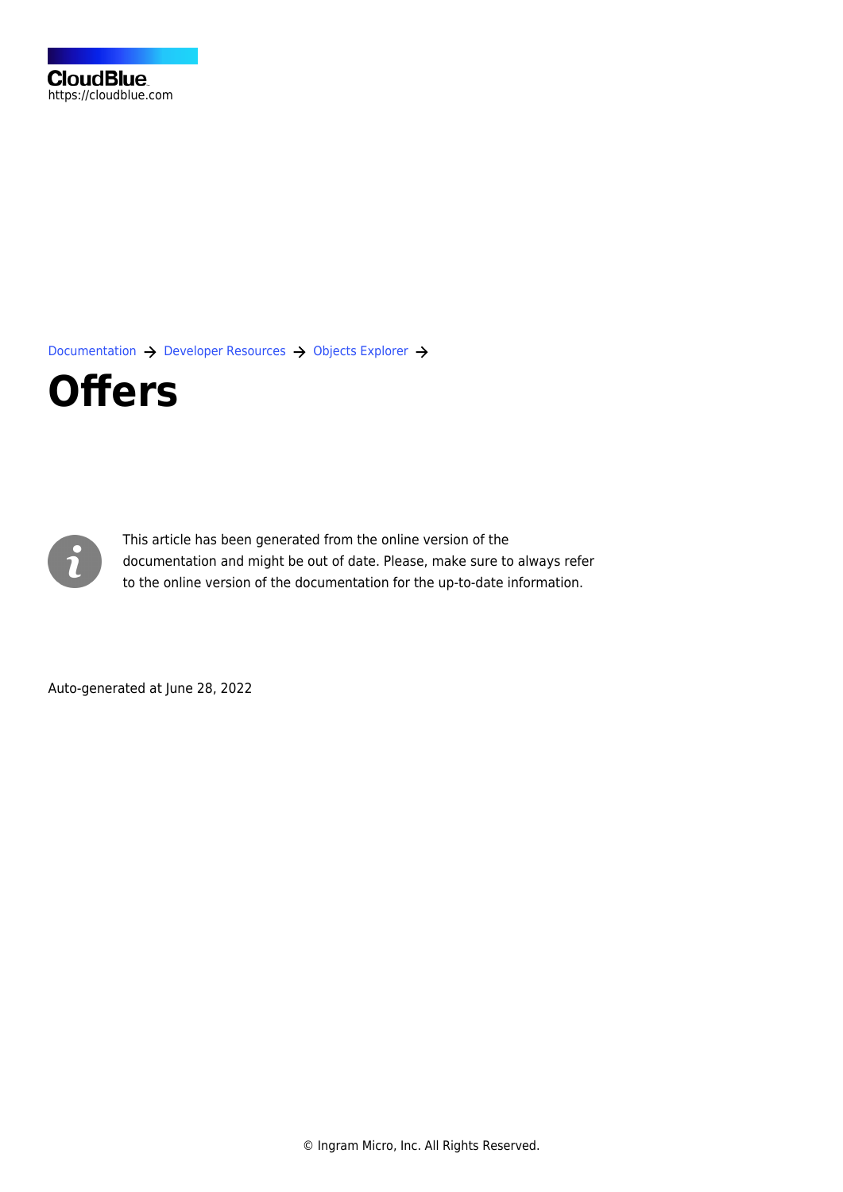CloudBlue
https://cloudblue.com

Documentation → Developer Resources → Objects Explorer →

# Offers

This article has been generated from the online version of the documentation and might be out of date. Please, make sure to always refer to the online version of the documentation for the up-to-date information.

Auto-generated at June 28, 2022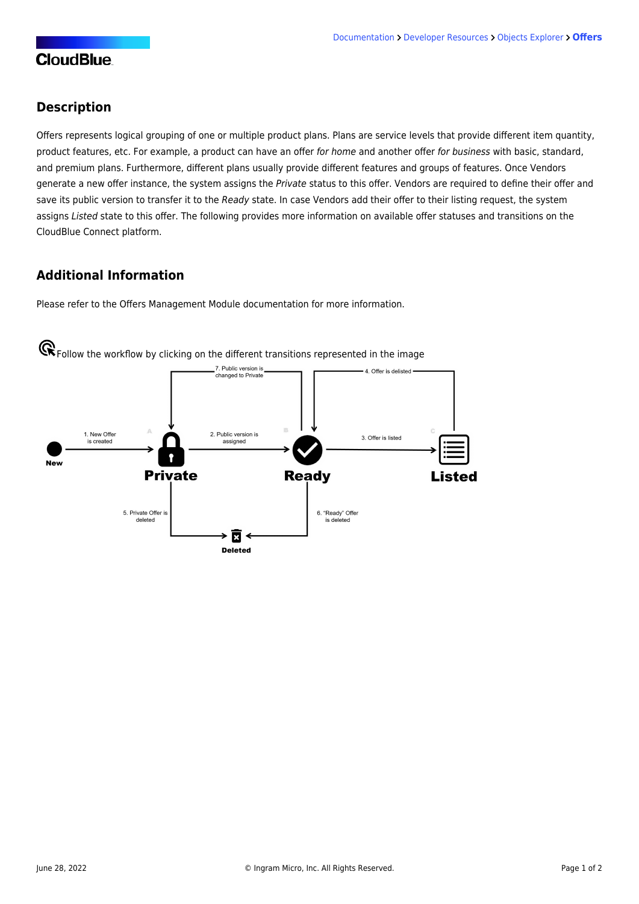## Description

Offers represents logical grouping of one or multiple product plans. Plans are service levels that provide different item quantity, product features, etc. For example, a product can have an offer *for home* and another offer *for business* with basic, standard, and premium plans. Furthermore, different plans usually provide different features and groups of features. Once Vendors generate a new offer instance, the system assigns the *Private* status to this offer. Vendors are required to define their offer and save its public version to transfer it to the *Ready* state. In case Vendors add their offer to their listing request, the system assigns *Listed* state to this offer. The following provides more information on available offer statuses and transitions on the CloudBlue Connect platform.

## Additional Information

Please refer to the Offers Management Module documentation for more information.

Follow the workflow by clicking on the different transitions represented in the image

New

1. New Offer is created

Private

2. Public version is assigned

Ready

3. Offer is listed

Listed

4. Offer is delisted

5. Private Offer is deleted

6. "Ready" Offer is deleted

7. Public version is changed to Private

Deleted